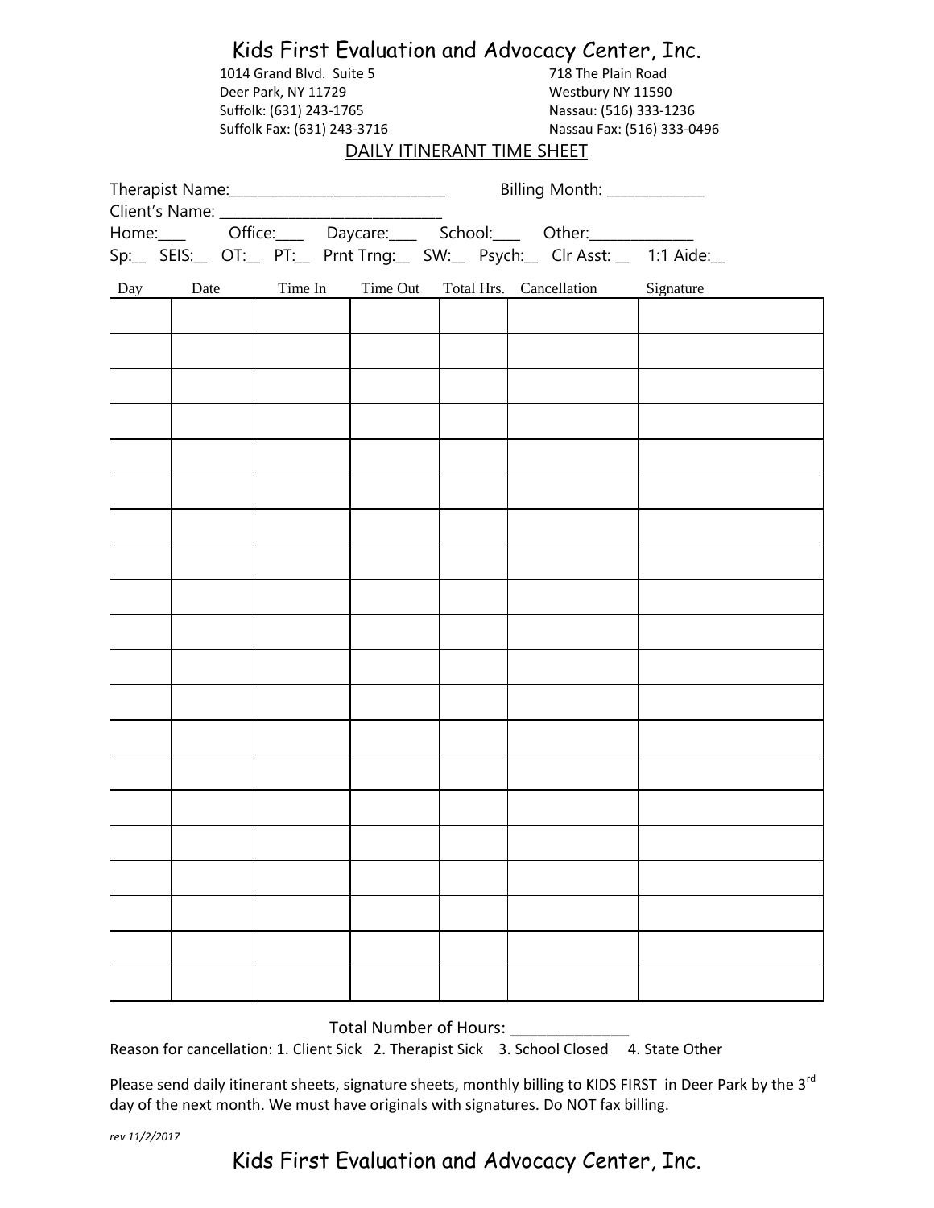# Kids First Evaluation and Advocacy Center, Inc.

1014 Grand Blvd. Suite 5
Deer Park, NY 11729
Suffolk: (631) 243-1765
Suffolk Fax: (631) 243-3716

718 The Plain Road
Westbury NY 11590
Nassau: (516) 333-1236
Nassau Fax: (516) 333-0496

## DAILY ITINERANT TIME SHEET

Therapist Name:___________________________ Billing Month: ____________

Client's Name: ____________________________

Home:___ Office:___ Daycare:___ School:___ Other:_____________

Sp:__ SEIS:__ OT:__ PT:__ Prnt Trng:__ SW:__ Psych:__ Clr Asst: __ 1:1 Aide:__

| Day | Date | Time In | Time Out | Total Hrs. | Cancellation | Signature |
|---|---|---|---|---|---|---|
| | | | | | | |
| | | | | | | |
| | | | | | | |
| | | | | | | |
| | | | | | | |
| | | | | | | |
| | | | | | | |
| | | | | | | |
| | | | | | | |
| | | | | | | |
| | | | | | | |
| | | | | | | |
| | | | | | | |
| | | | | | | |
| | | | | | | |
| | | | | | | |
| | | | | | | |
| | | | | | | |
| | | | | | | |
| | | | | | | |

Total Number of Hours: ______________

Reason for cancellation: 1. Client Sick 2. Therapist Sick 3. School Closed 4. State Other

Please send daily itinerant sheets, signature sheets, monthly billing to KIDS FIRST in Deer Park by the 3rd day of the next month. We must have originals with signatures. Do NOT fax billing.

*rev 11/2/2017*

Kids First Evaluation and Advocacy Center, Inc.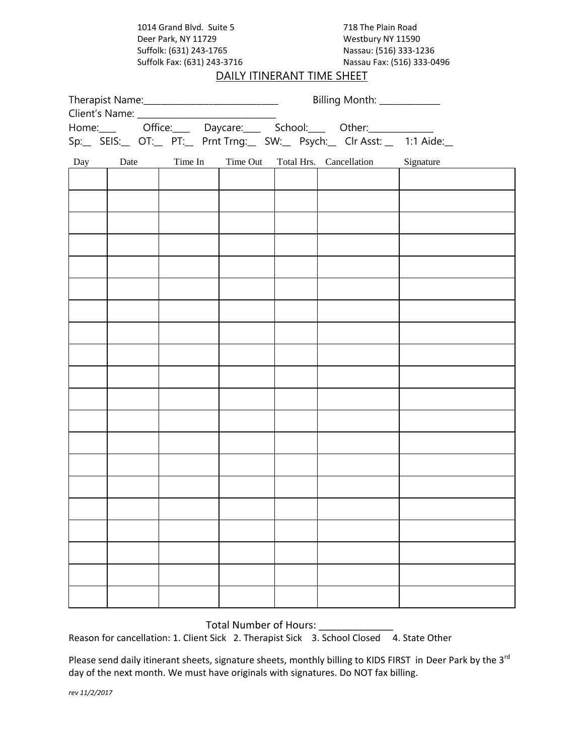1014 Grand Blvd. Suite 5
Deer Park, NY 11729
Suffolk: (631) 243-1765
Suffolk Fax: (631) 243-3716

718 The Plain Road
Westbury NY 11590
Nassau: (516) 333-1236
Nassau Fax: (516) 333-0496

# DAILY ITINERANT TIME SHEET

Therapist Name:___________________________ Billing Month: ____________

Client's Name: ____________________________

Home:___ Office:___ Daycare:___ School:___ Other:_____________

Sp:__ SEIS:__ OT:__ PT:__ Prnt Trng:__ SW:__ Psych:__ Clr Asst: __ 1:1 Aide:__

| Day | Date | Time In | Time Out | Total Hrs. | Cancellation | Signature |
|---|---|---|---|---|---|---|
| | | | | | | |
| | | | | | | |
| | | | | | | |
| | | | | | | |
| | | | | | | |
| | | | | | | |
| | | | | | | |
| | | | | | | |
| | | | | | | |
| | | | | | | |
| | | | | | | |
| | | | | | | |
| | | | | | | |
| | | | | | | |
| | | | | | | |
| | | | | | | |
| | | | | | | |
| | | | | | | |
| | | | | | | |
| | | | | | | |

Total Number of Hours: ______________

Reason for cancellation: 1. Client Sick 2. Therapist Sick 3. School Closed 4. State Other

Please send daily itinerant sheets, signature sheets, monthly billing to KIDS FIRST in Deer Park by the 3rd day of the next month. We must have originals with signatures. Do NOT fax billing.

*rev 11/2/2017*